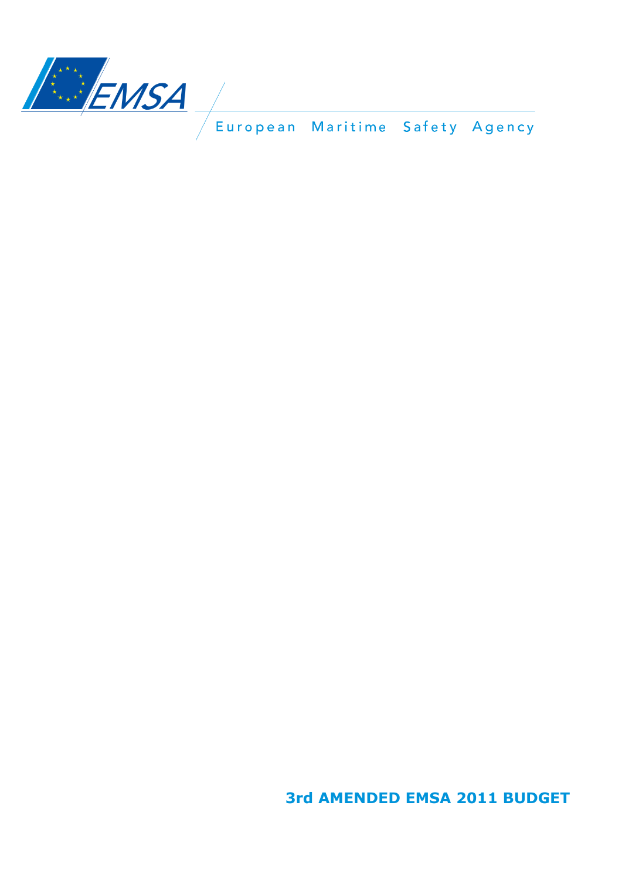EMSA

European Maritime Safety Agency

# 3rd AMENDED EMSA 2011 BUDGET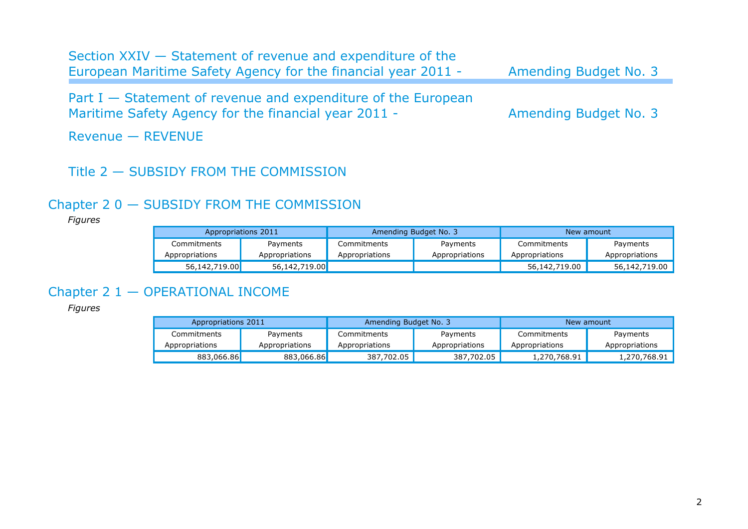# Section XXIV — Statement of revenue and expenditure of the European Maritime Safety Agency for the financial year 2011 - Amending Budget No. 3

## Part I — Statement of revenue and expenditure of the European Maritime Safety Agency for the financial year 2011 - Amending Budget No. 3

## Revenue — REVENUE

### Title 2 — SUBSIDY FROM THE COMMISSION

### Chapter 2 0 — SUBSIDY FROM THE COMMISSION

*Figures*

| Appropriations 2011 | | Amending Budget No. 3 | | New amount | |
|---|---|---|---|---|---|
| Commitments Appropriations | Payments Appropriations | Commitments Appropriations | Payments Appropriations | Commitments Appropriations | Payments Appropriations |
| 56,142,719.00 | 56,142,719.00 | | | 56,142,719.00 | 56,142,719.00 |

### Chapter 2 1 — OPERATIONAL INCOME

*Figures*

| Appropriations 2011 | | Amending Budget No. 3 | | New amount | |
|---|---|---|---|---|---|
| Commitments Appropriations | Payments Appropriations | Commitments Appropriations | Payments Appropriations | Commitments Appropriations | Payments Appropriations |
| 883,066.86 | 883,066.86 | 387,702.05 | 387,702.05 | 1,270,768.91 | 1,270,768.91 |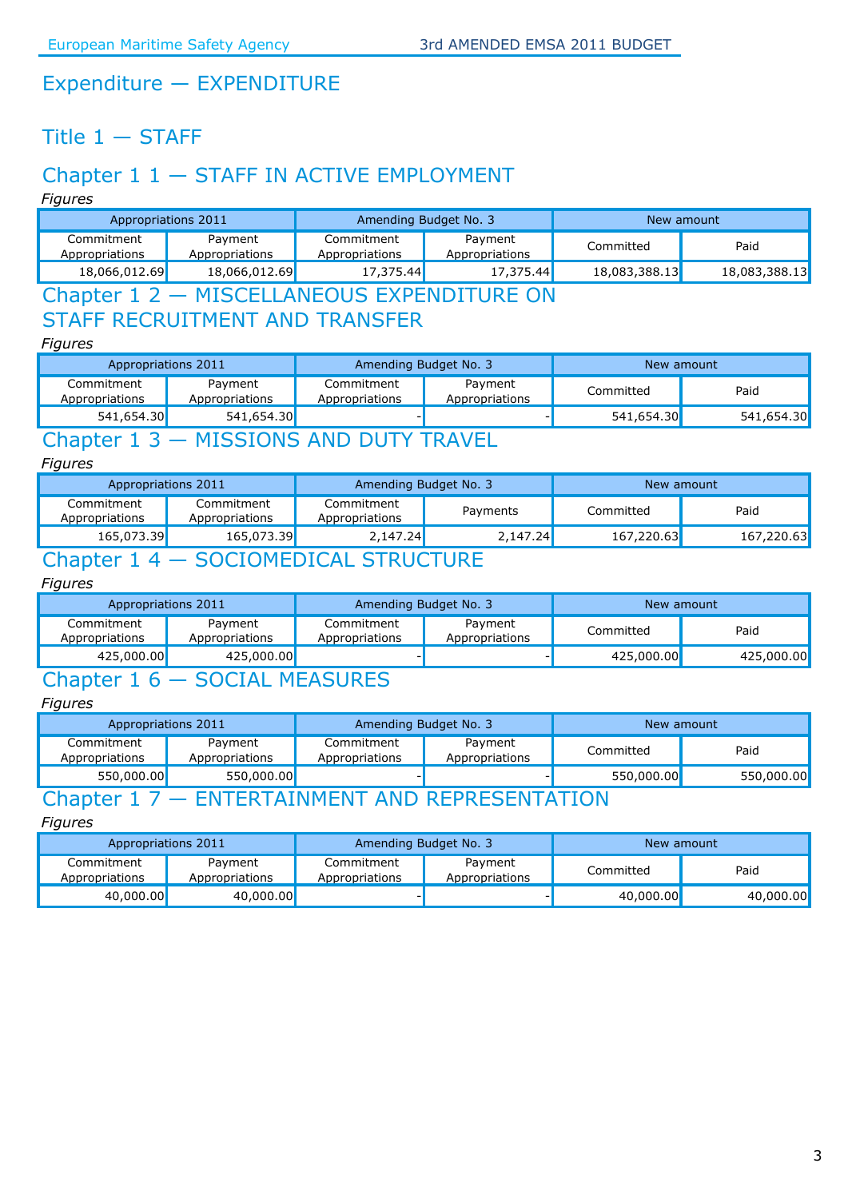# Expenditure — EXPENDITURE

## Title 1 — STAFF

### Chapter 1 1 — STAFF IN ACTIVE EMPLOYMENT

*Figures*

| Appropriations 2011 | | Amending Budget No. 3 | | New amount | |
|---|---|---|---|---|---|
| Commitment Appropriations | Payment Appropriations | Commitment Appropriations | Payment Appropriations | Committed | Paid |
| 18,066,012.69 | 18,066,012.69 | 17,375.44 | 17,375.44 | 18,083,388.13 | 18,083,388.13 |

### Chapter 1 2 — MISCELLANEOUS EXPENDITURE ON STAFF RECRUITMENT AND TRANSFER

*Figures*

| Appropriations 2011 | | Amending Budget No. 3 | | New amount | |
|---|---|---|---|---|---|
| Commitment Appropriations | Payment Appropriations | Commitment Appropriations | Payment Appropriations | Committed | Paid |
| 541,654.30 | 541,654.30 | - | - | 541,654.30 | 541,654.30 |

### Chapter 1 3 — MISSIONS AND DUTY TRAVEL

*Figures*

| Appropriations 2011 | | Amending Budget No. 3 | | New amount | |
|---|---|---|---|---|---|
| Commitment Appropriations | Commitment Appropriations | Commitment Appropriations | Payments | Committed | Paid |
| 165,073.39 | 165,073.39 | 2,147.24 | 2,147.24 | 167,220.63 | 167,220.63 |

### Chapter 1 4 — SOCIOMEDICAL STRUCTURE

*Figures*

| Appropriations 2011 | | Amending Budget No. 3 | | New amount | |
|---|---|---|---|---|---|
| Commitment Appropriations | Payment Appropriations | Commitment Appropriations | Payment Appropriations | Committed | Paid |
| 425,000.00 | 425,000.00 | - | - | 425,000.00 | 425,000.00 |

### Chapter 1 6 — SOCIAL MEASURES

*Figures*

| Appropriations 2011 | | Amending Budget No. 3 | | New amount | |
|---|---|---|---|---|---|
| Commitment Appropriations | Payment Appropriations | Commitment Appropriations | Payment Appropriations | Committed | Paid |
| 550,000.00 | 550,000.00 | - | - | 550,000.00 | 550,000.00 |

### Chapter 1 7 — ENTERTAINMENT AND REPRESENTATION

*Figures*

| Appropriations 2011 | | Amending Budget No. 3 | | New amount | |
|---|---|---|---|---|---|
| Commitment Appropriations | Payment Appropriations | Commitment Appropriations | Payment Appropriations | Committed | Paid |
| 40,000.00 | 40,000.00 | - | - | 40,000.00 | 40,000.00 |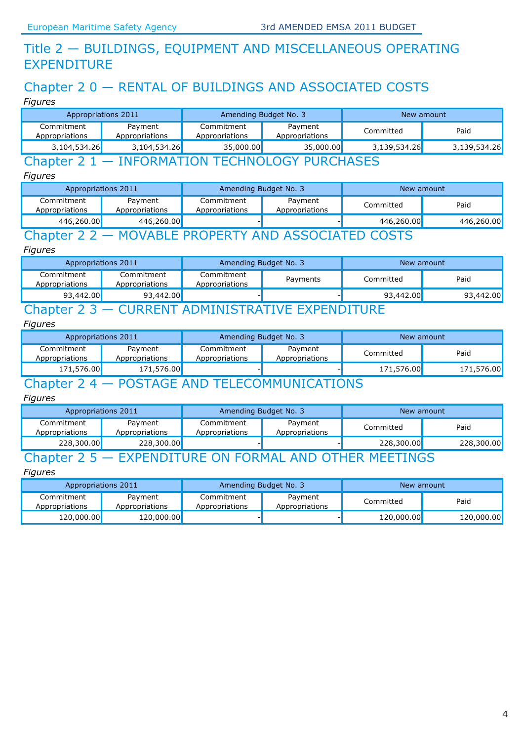# Title 2 — BUILDINGS, EQUIPMENT AND MISCELLANEOUS OPERATING EXPENDITURE

## Chapter 2 0 — RENTAL OF BUILDINGS AND ASSOCIATED COSTS

*Figures*

| Appropriations 2011 | | Amending Budget No. 3 | | New amount | |
|---|---|---|---|---|---|
| Commitment Appropriations | Payment Appropriations | Commitment Appropriations | Payment Appropriations | Committed | Paid |
| 3,104,534.26 | 3,104,534.26 | 35,000.00 | 35,000.00 | 3,139,534.26 | 3,139,534.26 |

## Chapter 2 1 — INFORMATION TECHNOLOGY PURCHASES

*Figures*

| Appropriations 2011 | | Amending Budget No. 3 | | New amount | |
|---|---|---|---|---|---|
| Commitment Appropriations | Payment Appropriations | Commitment Appropriations | Payment Appropriations | Committed | Paid |
| 446,260.00 | 446,260.00 | - | - | 446,260.00 | 446,260.00 |

## Chapter 2 2 — MOVABLE PROPERTY AND ASSOCIATED COSTS

*Figures*

| Appropriations 2011 | | Amending Budget No. 3 | | New amount | |
|---|---|---|---|---|---|
| Commitment Appropriations | Commitment Appropriations | Commitment Appropriations | Payments | Committed | Paid |
| 93,442.00 | 93,442.00 | - | - | 93,442.00 | 93,442.00 |

## Chapter 2 3 — CURRENT ADMINISTRATIVE EXPENDITURE

*Figures*

| Appropriations 2011 | | Amending Budget No. 3 | | New amount | |
|---|---|---|---|---|---|
| Commitment Appropriations | Payment Appropriations | Commitment Appropriations | Payment Appropriations | Committed | Paid |
| 171,576.00 | 171,576.00 | - | - | 171,576.00 | 171,576.00 |

## Chapter 2 4 — POSTAGE AND TELECOMMUNICATIONS

*Figures*

| Appropriations 2011 | | Amending Budget No. 3 | | New amount | |
|---|---|---|---|---|---|
| Commitment Appropriations | Payment Appropriations | Commitment Appropriations | Payment Appropriations | Committed | Paid |
| 228,300.00 | 228,300.00 | - | - | 228,300.00 | 228,300.00 |

## Chapter 2 5 — EXPENDITURE ON FORMAL AND OTHER MEETINGS

*Figures*

| Appropriations 2011 | | Amending Budget No. 3 | | New amount | |
|---|---|---|---|---|---|
| Commitment Appropriations | Payment Appropriations | Commitment Appropriations | Payment Appropriations | Committed | Paid |
| 120,000.00 | 120,000.00 | - | - | 120,000.00 | 120,000.00 |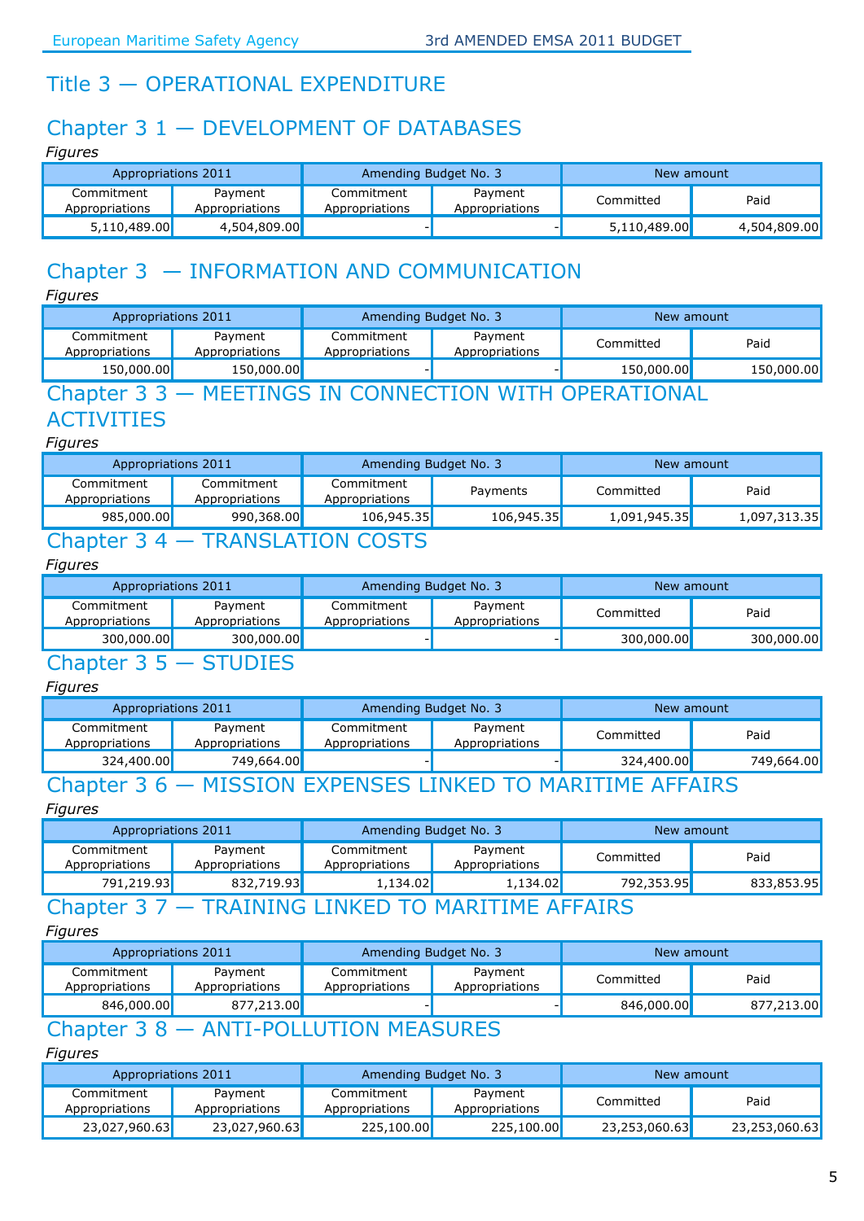# Title 3 — OPERATIONAL EXPENDITURE

## Chapter 3 1 — DEVELOPMENT OF DATABASES

*Figures*

| Appropriations 2011 | | Amending Budget No. 3 | | New amount | |
|---|---|---|---|---|---|
| Commitment Appropriations | Payment Appropriations | Commitment Appropriations | Payment Appropriations | Committed | Paid |
| 5,110,489.00 | 4,504,809.00 | - | - | 5,110,489.00 | 4,504,809.00 |

## Chapter 3  — INFORMATION AND COMMUNICATION

*Figures*

| Appropriations 2011 | | Amending Budget No. 3 | | New amount | |
|---|---|---|---|---|---|
| Commitment Appropriations | Payment Appropriations | Commitment Appropriations | Payment Appropriations | Committed | Paid |
| 150,000.00 | 150,000.00 | - | - | 150,000.00 | 150,000.00 |

## Chapter 3 3 — MEETINGS IN CONNECTION WITH OPERATIONAL ACTIVITIES

*Figures*

| Appropriations 2011 | | Amending Budget No. 3 | | New amount | |
|---|---|---|---|---|---|
| Commitment Appropriations | Commitment Appropriations | Commitment Appropriations | Payments | Committed | Paid |
| 985,000.00 | 990,368.00 | 106,945.35 | 106,945.35 | 1,091,945.35 | 1,097,313.35 |

## Chapter 3 4 — TRANSLATION COSTS

*Figures*

| Appropriations 2011 | | Amending Budget No. 3 | | New amount | |
|---|---|---|---|---|---|
| Commitment Appropriations | Payment Appropriations | Commitment Appropriations | Payment Appropriations | Committed | Paid |
| 300,000.00 | 300,000.00 | - | - | 300,000.00 | 300,000.00 |

## Chapter 3 5 — STUDIES

*Figures*

| Appropriations 2011 | | Amending Budget No. 3 | | New amount | |
|---|---|---|---|---|---|
| Commitment Appropriations | Payment Appropriations | Commitment Appropriations | Payment Appropriations | Committed | Paid |
| 324,400.00 | 749,664.00 | - | - | 324,400.00 | 749,664.00 |

## Chapter 3 6 — MISSION EXPENSES LINKED TO MARITIME AFFAIRS

*Figures*

| Appropriations 2011 | | Amending Budget No. 3 | | New amount | |
|---|---|---|---|---|---|
| Commitment Appropriations | Payment Appropriations | Commitment Appropriations | Payment Appropriations | Committed | Paid |
| 791,219.93 | 832,719.93 | 1,134.02 | 1,134.02 | 792,353.95 | 833,853.95 |

## Chapter 3 7 — TRAINING LINKED TO MARITIME AFFAIRS

*Figures*

| Appropriations 2011 | | Amending Budget No. 3 | | New amount | |
|---|---|---|---|---|---|
| Commitment Appropriations | Payment Appropriations | Commitment Appropriations | Payment Appropriations | Committed | Paid |
| 846,000.00 | 877,213.00 | - | - | 846,000.00 | 877,213.00 |

## Chapter 3 8 — ANTI-POLLUTION MEASURES

*Figures*

| Appropriations 2011 | | Amending Budget No. 3 | | New amount | |
|---|---|---|---|---|---|
| Commitment Appropriations | Payment Appropriations | Commitment Appropriations | Payment Appropriations | Committed | Paid |
| 23,027,960.63 | 23,027,960.63 | 225,100.00 | 225,100.00 | 23,253,060.63 | 23,253,060.63 |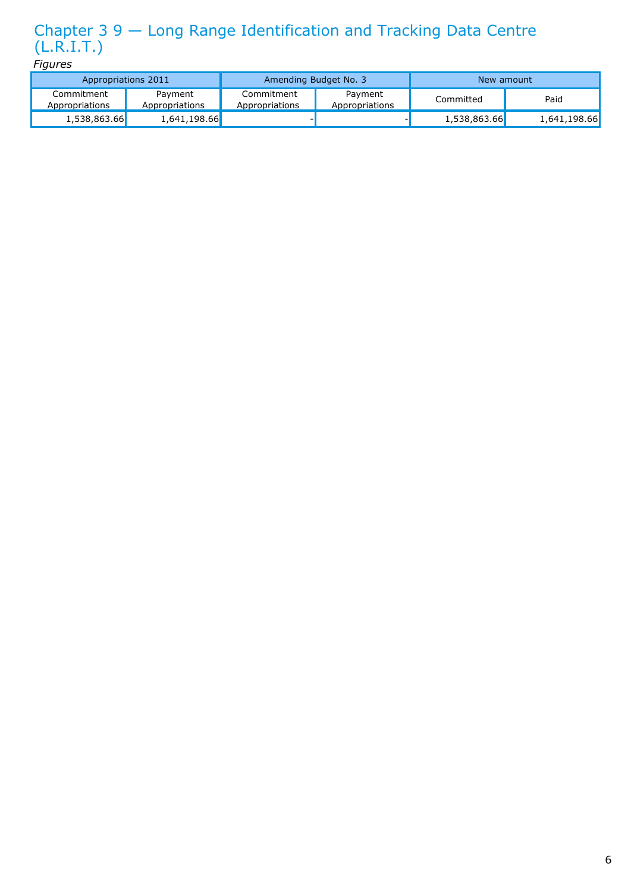# Chapter 3 9 — Long Range Identification and Tracking Data Centre (L.R.I.T.)

*Figures*

| Appropriations 2011 | | Amending Budget No. 3 | | New amount | |
|---|---|---|---|---|---|
| Commitment Appropriations | Payment Appropriations | Commitment Appropriations | Payment Appropriations | Committed | Paid |
| 1,538,863.66 | 1,641,198.66 | - | - | 1,538,863.66 | 1,641,198.66 |